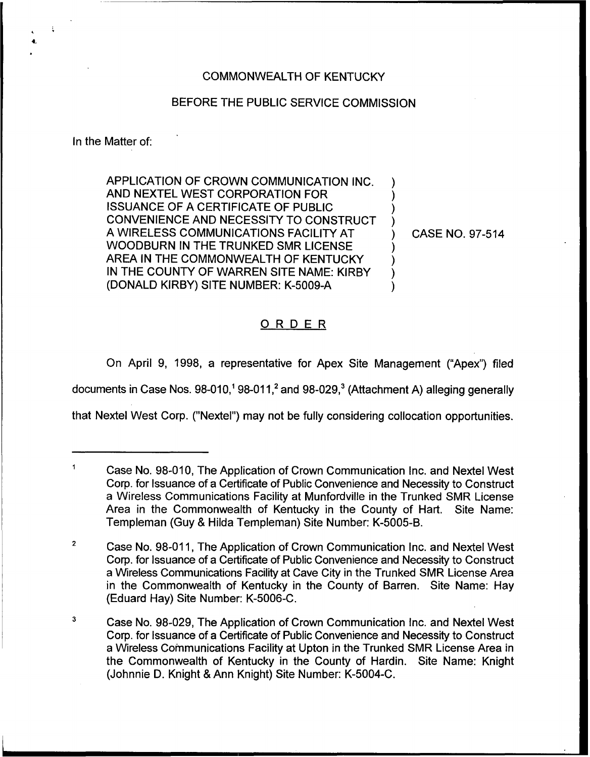COMMONWEALTH OF KENTUCKY

BEFORE THE PUBLIC SERVICE COMMISSION

In the Matter of:

APPLICATION OF CROWN COMMUNICATION INC. AND NEXTEL WEST CORPORATION FOR ISSUANCE OF A CERTIFICATE OF PUBLIC CONVENIENCE AND NECESSITY TO CONSTRUCT A WIRELESS COMMUNICATIONS FACILITY AT WOODBURN IN THE TRUNKED SMR LICENSE AREA IN THE COMMONWEALTH OF KENTUCKY IN THE COUNTY OF WARREN SITE NAME: KIRBY (DONALD KIRBY) SITE NUMBER: K-5009-A ) CASE NO. 97-514

## ORDER

On April 9, 1998, a representative for Apex Site Management ("Apex") filed documents in Case Nos. 98-010,[1] 98-011,[2] and 98-029,[3] (Attachment A) alleging generally that Nextel West Corp. ("Nextel") may not be fully considering collocation opportunities.

---

[1] Case No. 98-010, The Application of Crown Communication Inc. and Nextel West Corp. for Issuance of a Certificate of Public Convenience and Necessity to Construct a Wireless Communications Facility at Munfordville in the Trunked SMR License Area in the Commonwealth of Kentucky in the County of Hart. Site Name: Templeman (Guy & Hilda Templeman) Site Number: K-5005-B.

[2] Case No. 98-011, The Application of Crown Communication Inc. and Nextel West Corp. for Issuance of a Certificate of Public Convenience and Necessity to Construct a Wireless Communications Facility at Cave City in the Trunked SMR License Area in the Commonwealth of Kentucky in the County of Barren. Site Name: Hay (Eduard Hay) Site Number: K-5006-C.

[3] Case No. 98-029, The Application of Crown Communication Inc. and Nextel West Corp. for Issuance of a Certificate of Public Convenience and Necessity to Construct a Wireless Communications Facility at Upton in the Trunked SMR License Area in the Commonwealth of Kentucky in the County of Hardin. Site Name: Knight (Johnnie D. Knight & Ann Knight) Site Number: K-5004-C.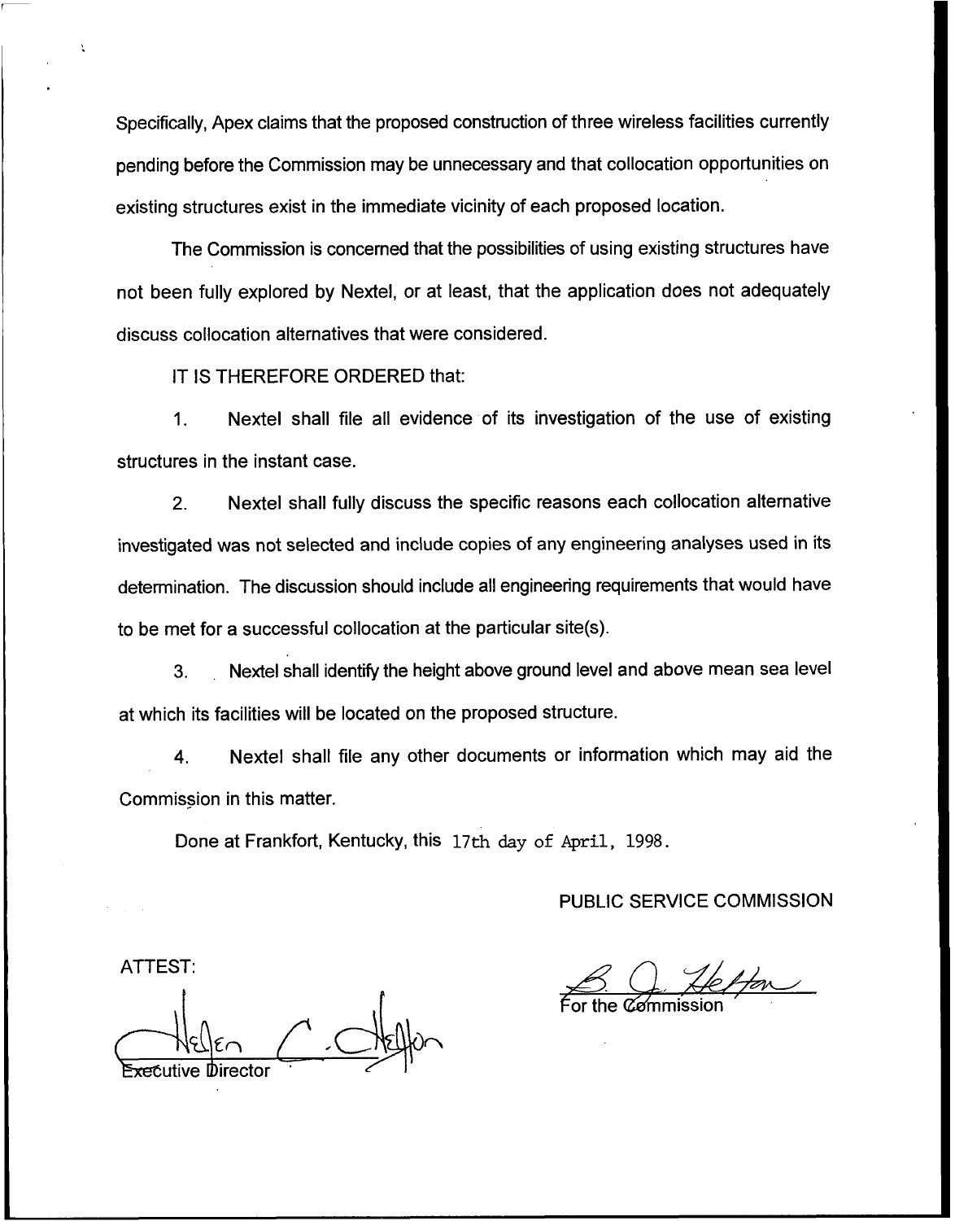Specifically, Apex claims that the proposed construction of three wireless facilities currently pending before the Commission may be unnecessary and that collocation opportunities on existing structures exist in the immediate vicinity of each proposed location.

The Commission is concerned that the possibilities of using existing structures have not been fully explored by Nextel, or at least, that the application does not adequately discuss collocation alternatives that were considered.

IT IS THEREFORE ORDERED that:

1. Nextel shall file all evidence of its investigation of the use of existing structures in the instant case.

2. Nextel shall fully discuss the specific reasons each collocation alternative investigated was not selected and include copies of any engineering analyses used in its determination. The discussion should include all engineering requirements that would have to be met for a successful collocation at the particular site(s).

3. Nextel shall identify the height above ground level and above mean sea level at which its facilities will be located on the proposed structure.

4. Nextel shall file any other documents or information which may aid the Commission in this matter.

Done at Frankfort, Kentucky, this 17th day of April, 1998.

PUBLIC SERVICE COMMISSION

For the Commission

ATTEST:

Executive Director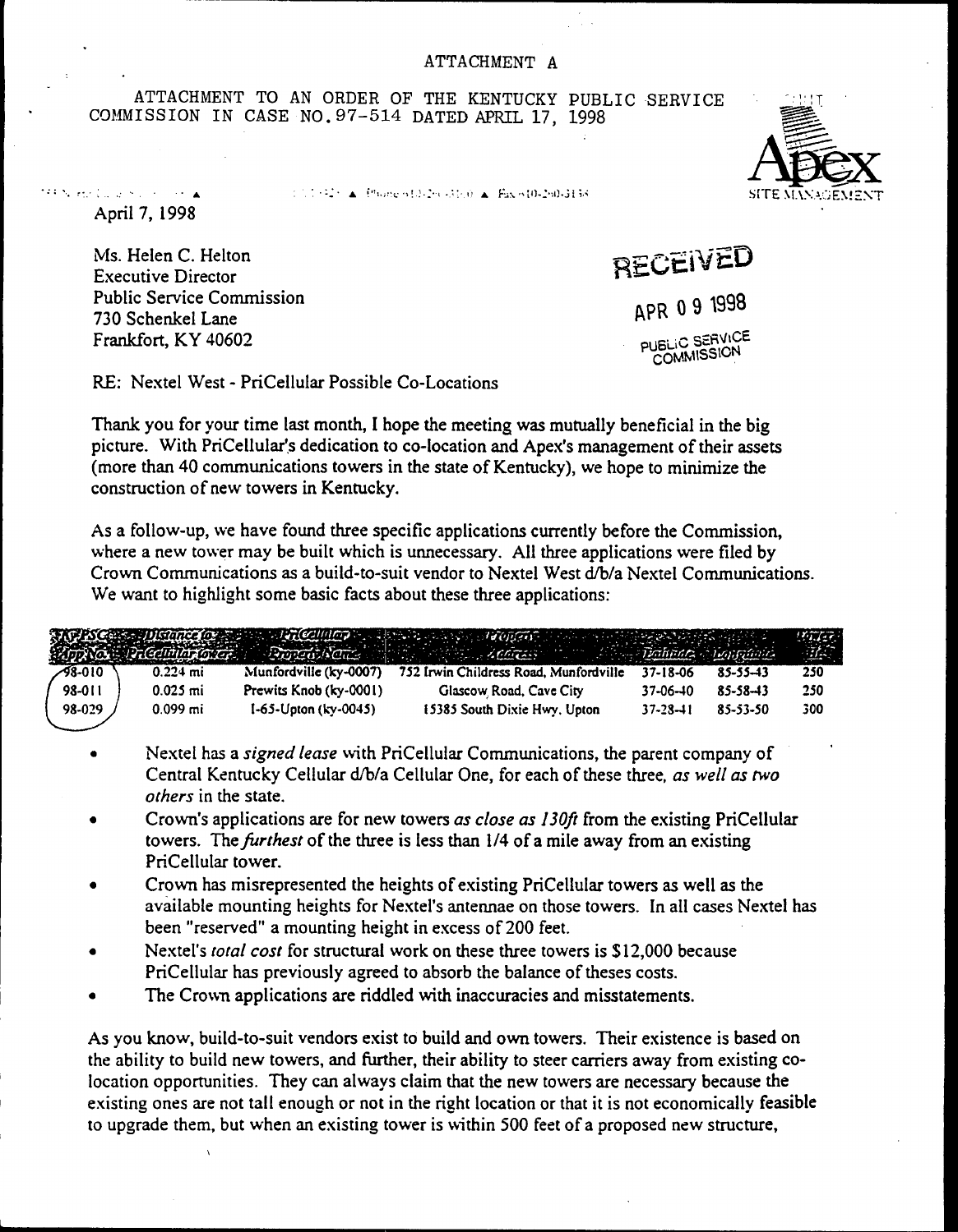ATTACHMENT A

ATTACHMENT TO AN ORDER OF THE KENTUCKY PUBLIC SERVICE COMMISSION IN CASE NO. 97-514 DATED APRIL 17, 1998

Apex SITE MANAGEMENT

April 7, 1998

Ms. Helen C. Helton
Executive Director
Public Service Commission
730 Schenkel Lane
Frankfort, KY 40602

RECEIVED
APR 09 1998
PUBLIC SERVICE COMMISSION

RE: Nextel West - PriCellular Possible Co-Locations

Thank you for your time last month, I hope the meeting was mutually beneficial in the big picture. With PriCellular's dedication to co-location and Apex's management of their assets (more than 40 communications towers in the state of Kentucky), we hope to minimize the construction of new towers in Kentucky.

As a follow-up, we have found three specific applications currently before the Commission, where a new tower may be built which is unnecessary. All three applications were filed by Crown Communications as a build-to-suit vendor to Nextel West d/b/a Nextel Communications. We want to highlight some basic facts about these three applications:

| KY PSC App. No. | Distance to PriCellular tower | PriCellular Property Name | Property Address | Latitude | Longitude | Tower Ht. |
|---|---|---|---|---|---|---|
| 98-010 | 0.224 mi | Munfordville (ky-0007) | 752 Irwin Childress Road, Munfordville | 37-18-06 | 85-55-43 | 250 |
| 98-011 | 0.025 mi | Prewits Knob (ky-0001) | Glascow Road, Cave City | 37-06-40 | 85-58-43 | 250 |
| 98-029 | 0.099 mi | I-65-Upton (ky-0045) | 15385 South Dixie Hwy. Upton | 37-28-41 | 85-53-50 | 300 |

- Nextel has a *signed lease* with PriCellular Communications, the parent company of Central Kentucky Cellular d/b/a Cellular One, for each of these three, *as well as two others* in the state.
- Crown's applications are for new towers *as close as 130ft* from the existing PriCellular towers. The *furthest* of the three is less than 1/4 of a mile away from an existing PriCellular tower.
- Crown has misrepresented the heights of existing PriCellular towers as well as the available mounting heights for Nextel's antennae on those towers. In all cases Nextel has been "reserved" a mounting height in excess of 200 feet.
- Nextel's *total cost* for structural work on these three towers is $12,000 because PriCellular has previously agreed to absorb the balance of theses costs.
- The Crown applications are riddled with inaccuracies and misstatements.

As you know, build-to-suit vendors exist to build and own towers. Their existence is based on the ability to build new towers, and further, their ability to steer carriers away from existing co-location opportunities. They can always claim that the new towers are necessary because the existing ones are not tall enough or not in the right location or that it is not economically feasible to upgrade them, but when an existing tower is within 500 feet of a proposed new structure,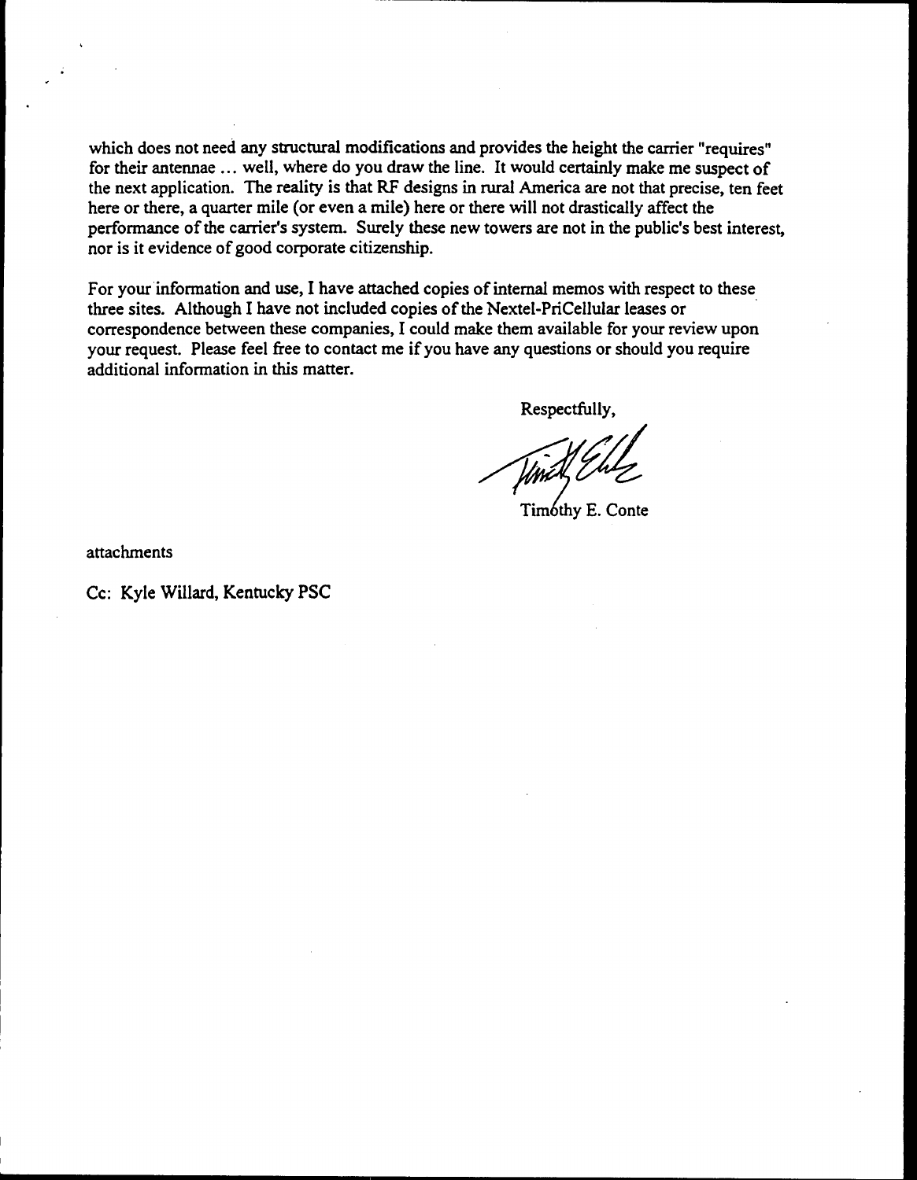which does not need any structural modifications and provides the height the carrier "requires" for their antennae ... well, where do you draw the line. It would certainly make me suspect of the next application. The reality is that RF designs in rural America are not that precise, ten feet here or there, a quarter mile (or even a mile) here or there will not drastically affect the performance of the carrier's system. Surely these new towers are not in the public's best interest, nor is it evidence of good corporate citizenship.

For your information and use, I have attached copies of internal memos with respect to these three sites. Although I have not included copies of the Nextel-PriCellular leases or correspondence between these companies, I could make them available for your review upon your request. Please feel free to contact me if you have any questions or should you require additional information in this matter.

Respectfully,

Timothy E. Conte

attachments

Cc: Kyle Willard, Kentucky PSC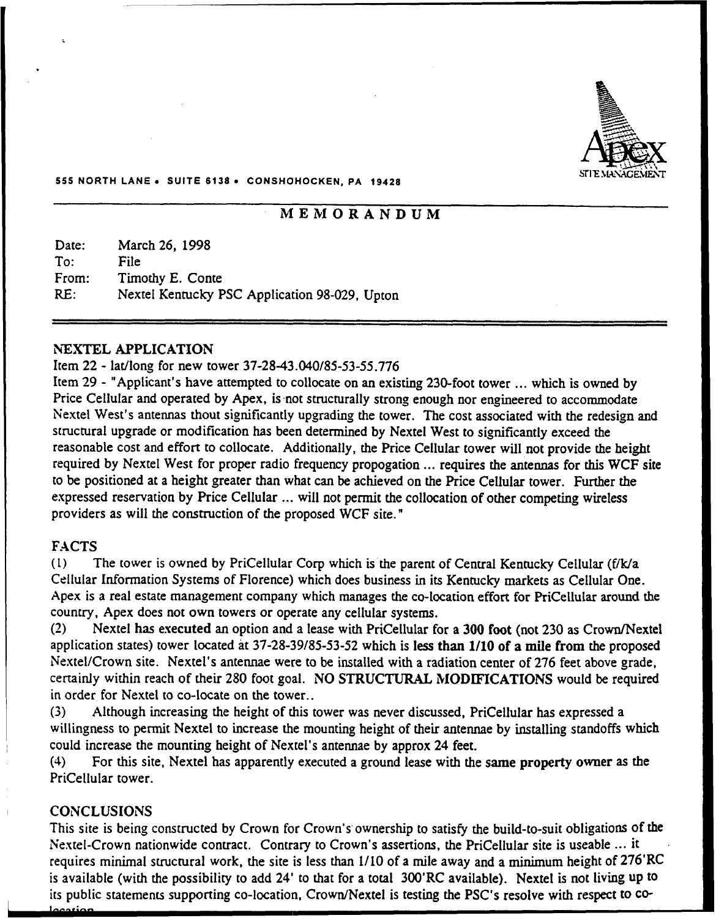Apex SITE MANAGEMENT

555 NORTH LANE • SUITE 6138 • CONSHOHOCKEN, PA 19428

# MEMORANDUM

Date: March 26, 1998
To: File
From: Timothy E. Conte
RE: Nextel Kentucky PSC Application 98-029, Upton

## NEXTEL APPLICATION

Item 22 - lat/long for new tower 37-28-43.040/85-53-55.776

Item 29 - "Applicant's have attempted to collocate on an existing 230-foot tower ... which is owned by Price Cellular and operated by Apex, is not structurally strong enough nor engineered to accommodate Nextel West's antennas thout significantly upgrading the tower. The cost associated with the redesign and structural upgrade or modification has been determined by Nextel West to significantly exceed the reasonable cost and effort to collocate. Additionally, the Price Cellular tower will not provide the height required by Nextel West for proper radio frequency propogation ... requires the antennas for this WCF site to be positioned at a height greater than what can be achieved on the Price Cellular tower. Further the expressed reservation by Price Cellular ... will not permit the collocation of other competing wireless providers as will the construction of the proposed WCF site."

## FACTS

(1) The tower is owned by PriCellular Corp which is the parent of Central Kentucky Cellular (f/k/a Cellular Information Systems of Florence) which does business in its Kentucky markets as Cellular One. Apex is a real estate management company which manages the co-location effort for PriCellular around the country, Apex does not own towers or operate any cellular systems.

(2) Nextel has **executed** an option and a lease with PriCellular for a **300 foot** (not 230 as Crown/Nextel application states) tower located at 37-28-39/85-53-52 which is **less than 1/10 of a mile from** the proposed Nextel/Crown site. Nextel's antennae were to be installed with a radiation center of 276 feet above grade, certainly within reach of their 280 foot goal. **NO STRUCTURAL MODIFICATIONS** would be required in order for Nextel to co-locate on the tower..

(3) Although increasing the height of this tower was never discussed, PriCellular has expressed a willingness to permit Nextel to increase the mounting height of their antennae by installing standoffs which could increase the mounting height of Nextel's antennae by approx 24 feet.

(4) For this site, Nextel has apparently executed a ground lease with the **same property owner** as the PriCellular tower.

## CONCLUSIONS

This site is being constructed by Crown for Crown's ownership to satisfy the build-to-suit obligations of the Nextel-Crown nationwide contract. Contrary to Crown's assertions, the PriCellular site is useable ... it requires minimal structural work, the site is less than 1/10 of a mile away and a minimum height of 276'RC is available (with the possibility to add 24' to that for a total 300'RC available). Nextel is not living up to its public statements supporting co-location, Crown/Nextel is testing the PSC's resolve with respect to co-location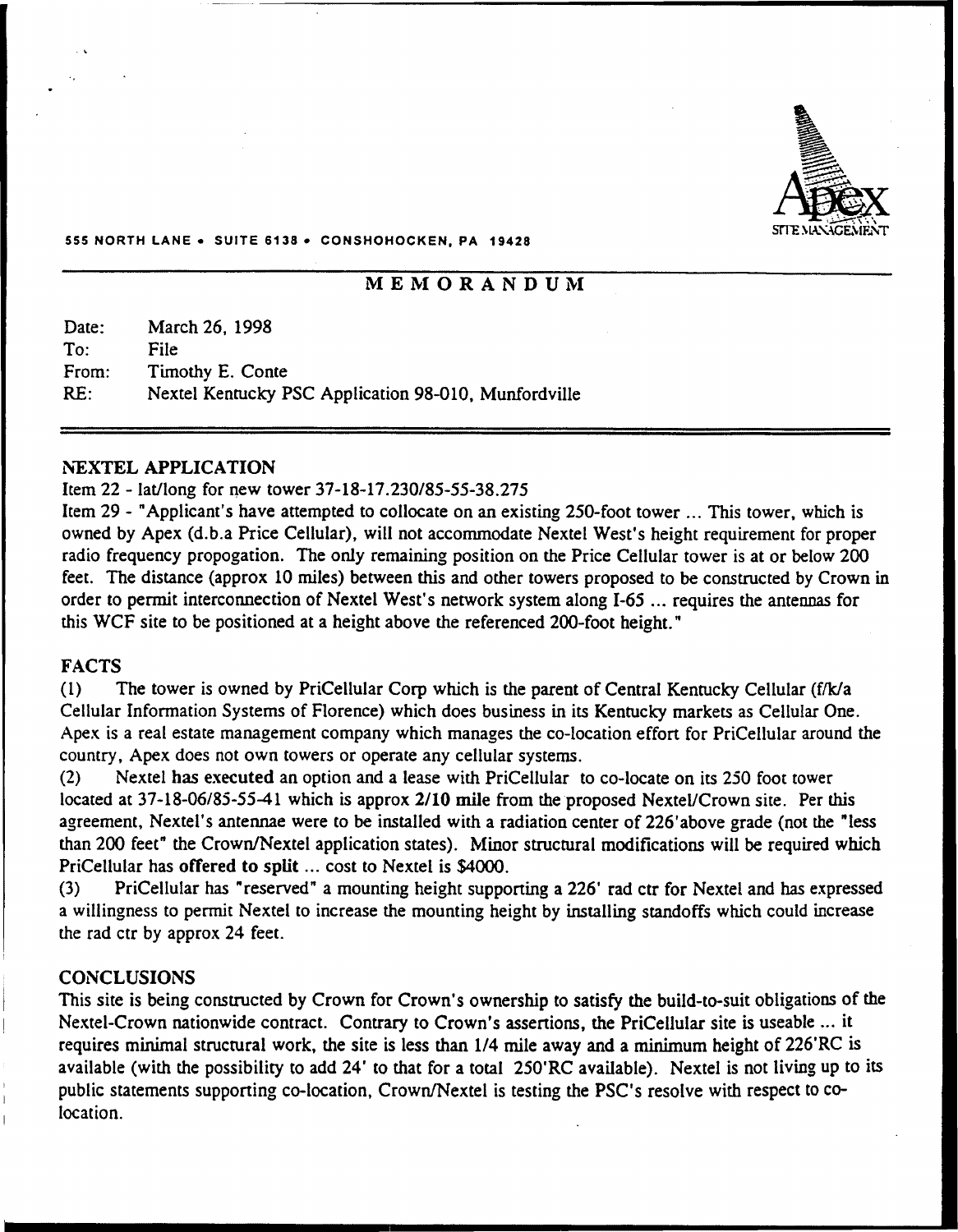Apex
SITE MANAGEMENT

555 NORTH LANE • SUITE 6138 • CONSHOHOCKEN, PA 19428

## MEMORANDUM

Date: March 26, 1998
To: File
From: Timothy E. Conte
RE: Nextel Kentucky PSC Application 98-010, Munfordville

### NEXTEL APPLICATION

Item 22 - lat/long for new tower 37-18-17.230/85-55-38.275

Item 29 - "Applicant's have attempted to collocate on an existing 250-foot tower ... This tower, which is owned by Apex (d.b.a Price Cellular), will not accommodate Nextel West's height requirement for proper radio frequency propogation. The only remaining position on the Price Cellular tower is at or below 200 feet. The distance (approx 10 miles) between this and other towers proposed to be constructed by Crown in order to permit interconnection of Nextel West's network system along I-65 ... requires the antennas for this WCF site to be positioned at a height above the referenced 200-foot height."

### FACTS

(1) The tower is owned by PriCellular Corp which is the parent of Central Kentucky Cellular (f/k/a Cellular Information Systems of Florence) which does business in its Kentucky markets as Cellular One. Apex is a real estate management company which manages the co-location effort for PriCellular around the country, Apex does not own towers or operate any cellular systems.

(2) Nextel **has executed** an option and a lease with PriCellular to co-locate on its 250 foot tower located at 37-18-06/85-55-41 which is approx **2/10 mile** from the proposed Nextel/Crown site. Per this agreement, Nextel's antennae were to be installed with a radiation center of 226'above grade (not the "less than 200 feet" the Crown/Nextel application states). Minor structural modifications will be required which PriCellular has **offered to split** ... cost to Nextel is $4000.

(3) PriCellular has "reserved" a mounting height supporting a 226' rad ctr for Nextel and has expressed a willingness to permit Nextel to increase the mounting height by installing standoffs which could increase the rad ctr by approx 24 feet.

### CONCLUSIONS

This site is being constructed by Crown for Crown's ownership to satisfy the build-to-suit obligations of the Nextel-Crown nationwide contract. Contrary to Crown's assertions, the PriCellular site is useable ... it requires minimal structural work, the site is less than 1/4 mile away and a minimum height of 226'RC is available (with the possibility to add 24' to that for a total 250'RC available). Nextel is not living up to its public statements supporting co-location, Crown/Nextel is testing the PSC's resolve with respect to co-location.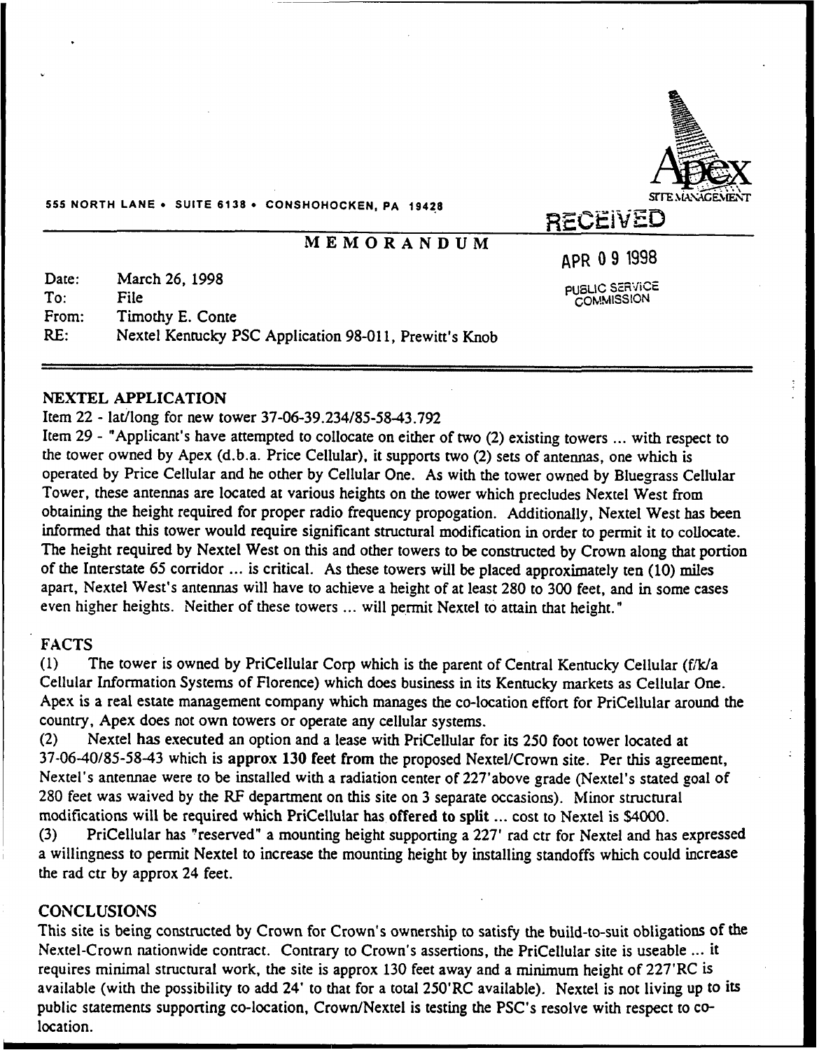555 NORTH LANE • SUITE 6138 • CONSHOHOCKEN, PA 19428

Apex SITE MANAGEMENT

RECEIVED

APR 09 1998

PUBLIC SERVICE COMMISSION

## MEMORANDUM

Date: March 26, 1998
To: File
From: Timothy E. Conte
RE: Nextel Kentucky PSC Application 98-011, Prewitt's Knob

## NEXTEL APPLICATION

Item 22 - lat/long for new tower 37-06-39.234/85-58-43.792

Item 29 - "Applicant's have attempted to collocate on either of two (2) existing towers ... with respect to the tower owned by Apex (d.b.a. Price Cellular), it supports two (2) sets of antennas, one which is operated by Price Cellular and he other by Cellular One. As with the tower owned by Bluegrass Cellular Tower, these antennas are located at various heights on the tower which precludes Nextel West from obtaining the height required for proper radio frequency propogation. Additionally, Nextel West has been informed that this tower would require significant structural modification in order to permit it to collocate. The height required by Nextel West on this and other towers to be constructed by Crown along that portion of the Interstate 65 corridor ... is critical. As these towers will be placed approximately ten (10) miles apart, Nextel West's antennas will have to achieve a height of at least 280 to 300 feet, and in some cases even higher heights. Neither of these towers ... will permit Nextel to attain that height."

## FACTS

(1) The tower is owned by PriCellular Corp which is the parent of Central Kentucky Cellular (f/k/a Cellular Information Systems of Florence) which does business in its Kentucky markets as Cellular One. Apex is a real estate management company which manages the co-location effort for PriCellular around the country, Apex does not own towers or operate any cellular systems.

(2) Nextel **has executed** an option and a lease with PriCellular for its 250 foot tower located at 37-06-40/85-58-43 which is **approx 130 feet from** the proposed Nextel/Crown site. Per this agreement, Nextel's antennae were to be installed with a radiation center of 227'above grade (Nextel's stated goal of 280 feet was waived by the RF department on this site on 3 separate occasions). Minor structural modifications will be required which PriCellular has **offered to split** ... cost to Nextel is $4000.

(3) PriCellular has "reserved" a mounting height supporting a 227' rad ctr for Nextel and has expressed a willingness to permit Nextel to increase the mounting height by installing standoffs which could increase the rad ctr by approx 24 feet.

## CONCLUSIONS

This site is being constructed by Crown for Crown's ownership to satisfy the build-to-suit obligations of the Nextel-Crown nationwide contract. Contrary to Crown's assertions, the PriCellular site is useable ... it requires minimal structural work, the site is approx 130 feet away and a minimum height of 227'RC is available (with the possibility to add 24' to that for a total 250'RC available). Nextel is not living up to its public statements supporting co-location, Crown/Nextel is testing the PSC's resolve with respect to co-location.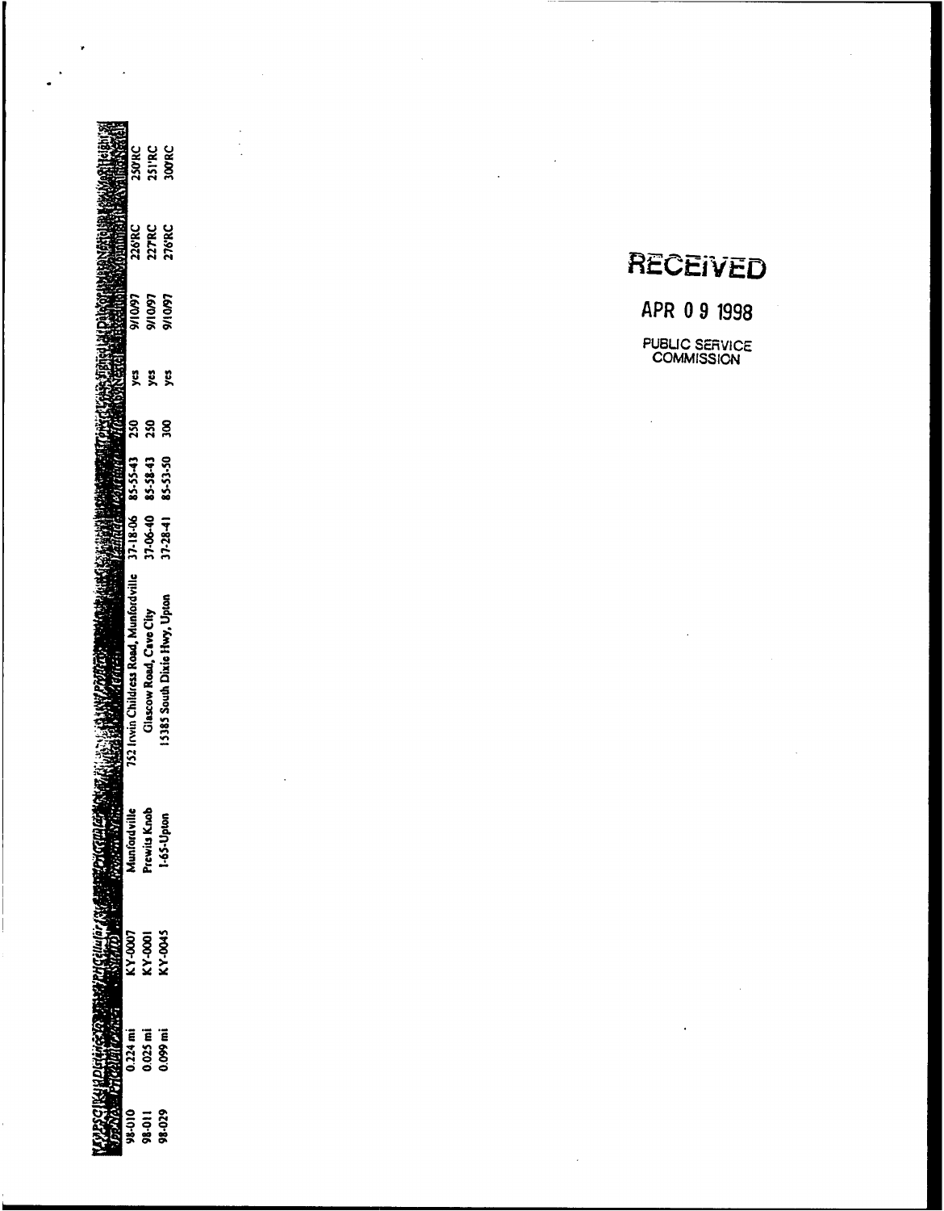| | | | | | | | | | | | |
|---|---|---|---|---|---|---|---|---|---|---|---|
| 98-010 | 0.224 mi | KY-0007 | Munfordville | 752 Irvin Childress Road, Munfordville | 37-18-06 | 85-55-43 | 250 | yes | 9/10/97 | 226'RC | 250'RC |
| 98-011 | 0.025 mi | KY-0001 | Prewits Knob | Glascow Road, Cave City | 37-06-40 | 85-58-43 | 250 | yes | 9/10/97 | 227'RC | 251'RC |
| 98-029 | 0.099 mi | KY-0045 | I-65-Upton | 15385 South Dixie Hwy, Upton | 37-28-41 | 85-53-50 | 300 | yes | 9/10/97 | 276'RC | 300'RC |

RECEIVED

APR 0 9 1998

PUBLIC SERVICE COMMISSION